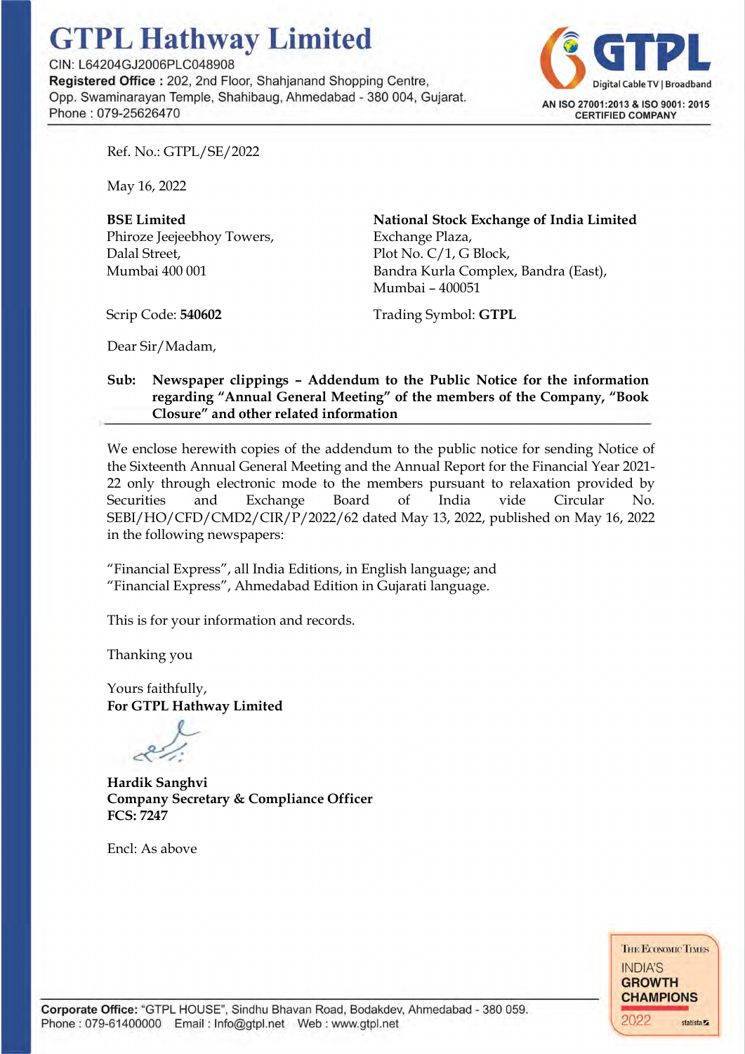# GTPL Hathway Limited

CIN: L64204GJ2006PLC048908
**Registered Office :** 202, 2nd Floor, Shahjanand Shopping Centre, Opp. Swaminarayan Temple, Shahibaug, Ahmedabad - 380 004, Gujarat.
Phone : 079-25626470

GTPL Digital Cable TV | Broadband
AN ISO 27001:2013 & ISO 9001: 2015 CERTIFIED COMPANY

Ref. No.: GTPL/SE/2022

May 16, 2022

**BSE Limited**
Phiroze Jeejeebhoy Towers,
Dalal Street,
Mumbai 400 001

Scrip Code: **540602**

**National Stock Exchange of India Limited**
Exchange Plaza,
Plot No. C/1, G Block,
Bandra Kurla Complex, Bandra (East),
Mumbai – 400051

Trading Symbol: **GTPL**

Dear Sir/Madam,

**Sub: Newspaper clippings – Addendum to the Public Notice for the information regarding "Annual General Meeting" of the members of the Company, "Book Closure" and other related information**

We enclose herewith copies of the addendum to the public notice for sending Notice of the Sixteenth Annual General Meeting and the Annual Report for the Financial Year 2021-22 only through electronic mode to the members pursuant to relaxation provided by Securities and Exchange Board of India vide Circular No. SEBI/HO/CFD/CMD2/CIR/P/2022/62 dated May 13, 2022, published on May 16, 2022 in the following newspapers:

"Financial Express", all India Editions, in English language; and
"Financial Express", Ahmedabad Edition in Gujarati language.

This is for your information and records.

Thanking you

Yours faithfully,
**For GTPL Hathway Limited**

**Hardik Sanghvi**
**Company Secretary & Compliance Officer**
**FCS: 7247**

Encl: As above

THE ECONOMIC TIMES INDIA'S GROWTH CHAMPIONS 2022 statista

**Corporate Office:** "GTPL HOUSE", Sindhu Bhavan Road, Bodakdev, Ahmedabad - 380 059.
Phone : 079-61400000 Email : Info@gtpl.net Web : www.gtpl.net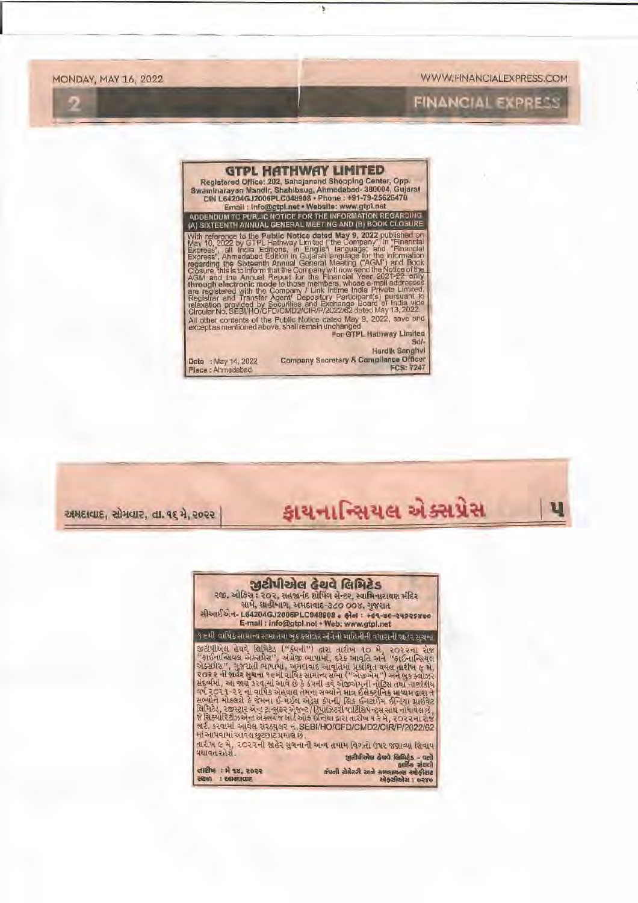# GTPL HATHWAY LIMITED

Registered Office: 202, Sahajanand Shopping Center, Opp. Swaminarayan Mandir, Shahibaug, Ahmedabad- 380004, Gujarat
CIN L64204GJ2006PLC048908 • Phone : +91-79-25626470
Email : info@gtpl.net • Website: www.gtpl.net

## ADDENDUM TO PUBLIC NOTICE FOR THE INFORMATION REGARDING (A) SIXTEENTH ANNUAL GENERAL MEETING AND (B) BOOK CLOSURE

With reference to the **Public Notice** dated **May 9, 2022** published on May 10, 2022 by GTPL Hathway Limited ("the Company") in "Financial Express", all India Editions, in English language; and "Financial Express", Ahmedabad Edition in Gujarati language for the information regarding the Sixteenth Annual General Meeting ("AGM") and Book Closure, this is to inform that the Company will now send the Notice of the AGM and the Annual Report for the Financial Year 2021-22 **only through electronic mode** to those members, whose e-mail addresses are registered with the Company / Link Intime India Private Limited, Registrar and Transfer Agent/ Depository Participant(s) pursuant to relaxation provided by Securities and Exchange Board of India vide Circular No. SEBI/HO/CFD/CMD2/CIR/P/2022/62 dated May 13, 2022.

All other contents of the Public Notice dated May 9, 2022, save and except as mentioned above, shall remain unchanged.

For GTPL Hathway Limited
Sd/-
Hardik Sanghvi
Company Secretary & Compliance Officer
FCS: 7247

Date : May 14, 2022
Place : Ahmedabad

---

# જીટીપીએલ હેથવે લિમિટેડ

રજી. ઓફિસ : ૨૦૨, સહજાનંદ શોપિંગ સેન્ટર, સ્વામિનારાયણ મંદિર સામે, શાહીબાગ, અમદાવાદ-૩૮૦ ૦૦૪, ગુજરાત
સીઆઈએન- L64204GJ2006PLC048908 • ફોન : +૯૧-૭૯-૨૫૬૨૬૪૭૦
E-mail : info@gtpl.net • Web: www.gtpl.net

## ૧૬મી વાર્ષિક સામાન્ય સભા તથા બુક ક્લોઝર અંગેની માહિતીની વધારાની જાહેર સૂચના

જીટીપીએલ હેથવે લિમિટેડ ("કંપની") દ્વારા તારીખ ૧૦ મે, ૨૦૨૨ના રોજ "ફાઈનાન્સિયલ એક્સપ્રેસ", અંગ્રેજી ભાષામાં, દરેક આવૃત્તિ અને "ફાઈનાન્સિયલ એક્સપ્રેસ", ગુજરાતી ભાષામાં, અમદાવાદ આવૃત્તિમાં પ્રકાશિત થયેલ તારીખ ૯ મે, ૨૦૨૨ ની જાહેર સૂચના ૧૬મી વાર્ષિક સામાન્ય સભા ("એજીએમ") અને બુક ક્લોઝર સંદર્ભમાં, આ જાણ કરવામાં આવે છે કે કંપની હવે એજીએમની નોટિસ તથા નાણાકીય વર્ષ ૨૦૨૧-૨૨ નો વાર્ષિક અહેવાલ તેમના સભ્યોને માત્ર ઈલેક્ટ્રોનિક માધ્યમ દ્વારા તે સભ્યોને મોકલશે કે જેમના ઈ-મેઈલ એડ્રેસ કંપની/ લિંક ઈનટાઈમ ઈન્ડિયા પ્રાઈવેટ લિમિટેડ, રજીસ્ટ્રાર એન્ડ ટ્રાન્સફર એજન્ટ / ડિપોઝિટરી પાર્ટિસિપન્ટ્સ સાથે નોંધાયેલ છે, જે સિક્યોરિટીઝ એન્ડ એક્સચેંજ બોર્ડ ઓફ ઈન્ડિયા દ્વારા તારીખ ૧૩ મે, ૨૦૨૨ના રોજ જારી કરવામાં આવેલ સરક્યુલર નં. SEBI/HO/CFD/CMD2/CIR/P/2022/62 માં આપવામાં આવેલ છૂટછાટ પ્રમાણે છે.

તારીખ ૯ મે, ૨૦૨૨ની જાહેર સૂચનાની અન્ય તમામ વિગતો ઉપર જણાવ્યા સિવાય યથાવત રહેશે.

જીટીપીએલ હેથવે લિમિટેડ - વતી
હાર્દિક સંઘવી
કંપની સેક્રેટરી અને કમ્પ્લાયન્સ ઓફીસર
એફસીએસ : ૭૨૪૭

તારીખ : મે ૧૪, ૨૦૨૨
સ્થળ : અમદાવાદ